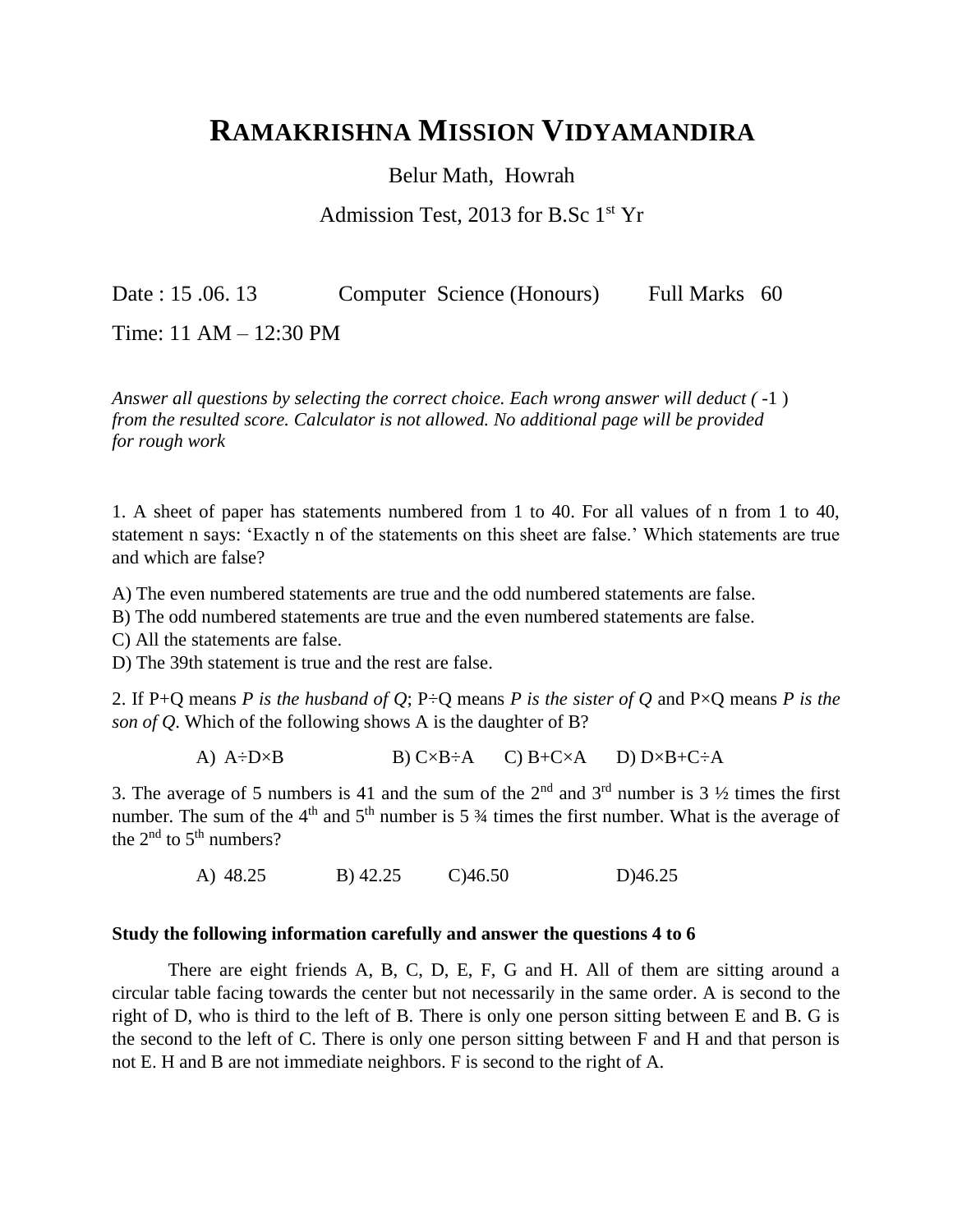# RAMAKRISHNA MISSION VIDYAMANDIRA

Belur Math, Howrah

Admission Test, 2013 for B.Sc 1st Yr

Date : 15 .06. 13 Computer Science (Honours) Full Marks 60

Time: 11 AM – 12:30 PM

*Answer all questions by selecting the correct choice. Each wrong answer will deduct (* -1 ) *from the resulted score. Calculator is not allowed. No additional page will be provided for rough work*

1. A sheet of paper has statements numbered from 1 to 40. For all values of n from 1 to 40, statement n says: 'Exactly n of the statements on this sheet are false.' Which statements are true and which are false?

A) The even numbered statements are true and the odd numbered statements are false.
B) The odd numbered statements are true and the even numbered statements are false.
C) All the statements are false.
D) The 39th statement is true and the rest are false.

2. If P+Q means *P is the husband of Q*; P÷Q means *P is the sister of Q* and P×Q means *P is the son of Q*. Which of the following shows A is the daughter of B?

A) A÷D×B B) C×B÷A C) B+C×A D) D×B+C÷A

3. The average of 5 numbers is 41 and the sum of the 2nd and 3rd number is 3 ½ times the first number. The sum of the 4th and 5th number is 5 ¾ times the first number. What is the average of the 2nd to 5th numbers?

A) 48.25 B) 42.25 C) 46.50 D) 46.25

**Study the following information carefully and answer the questions 4 to 6**

There are eight friends A, B, C, D, E, F, G and H. All of them are sitting around a circular table facing towards the center but not necessarily in the same order. A is second to the right of D, who is third to the left of B. There is only one person sitting between E and B. G is the second to the left of C. There is only one person sitting between F and H and that person is not E. H and B are not immediate neighbors. F is second to the right of A.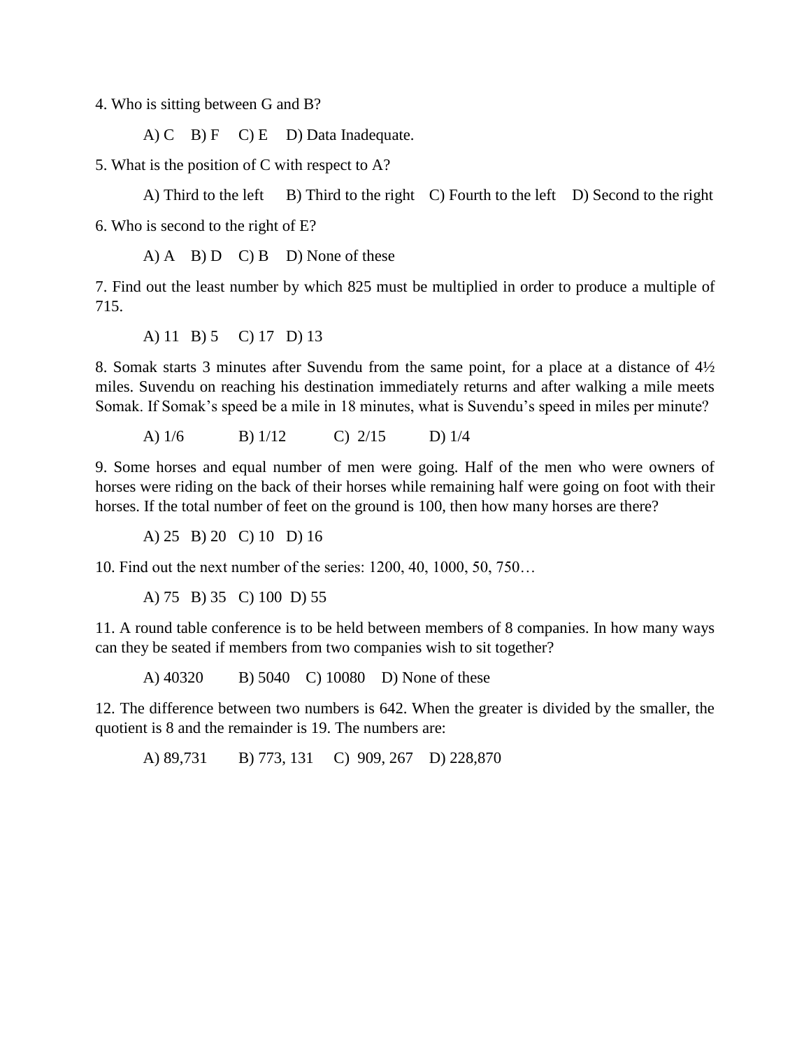4. Who is sitting between G and B?

A) C  B) F  C) E  D) Data Inadequate.

5. What is the position of C with respect to A?

A) Third to the left  B) Third to the right  C) Fourth to the left  D) Second to the right

6. Who is second to the right of E?

A) A  B) D  C) B  D) None of these

7. Find out the least number by which 825 must be multiplied in order to produce a multiple of 715.

A) 11  B) 5  C) 17  D) 13

8. Somak starts 3 minutes after Suvendu from the same point, for a place at a distance of 4½ miles. Suvendu on reaching his destination immediately returns and after walking a mile meets Somak. If Somak's speed be a mile in 18 minutes, what is Suvendu's speed in miles per minute?

A) 1/6  B) 1/12  C) 2/15  D) 1/4

9. Some horses and equal number of men were going. Half of the men who were owners of horses were riding on the back of their horses while remaining half were going on foot with their horses. If the total number of feet on the ground is 100, then how many horses are there?

A) 25  B) 20  C) 10  D) 16

10. Find out the next number of the series: 1200, 40, 1000, 50, 750…

A) 75  B) 35  C) 100  D) 55

11. A round table conference is to be held between members of 8 companies. In how many ways can they be seated if members from two companies wish to sit together?

A) 40320  B) 5040  C) 10080  D) None of these

12. The difference between two numbers is 642. When the greater is divided by the smaller, the quotient is 8 and the remainder is 19. The numbers are:

A) 89,731  B) 773, 131  C) 909, 267  D) 228,870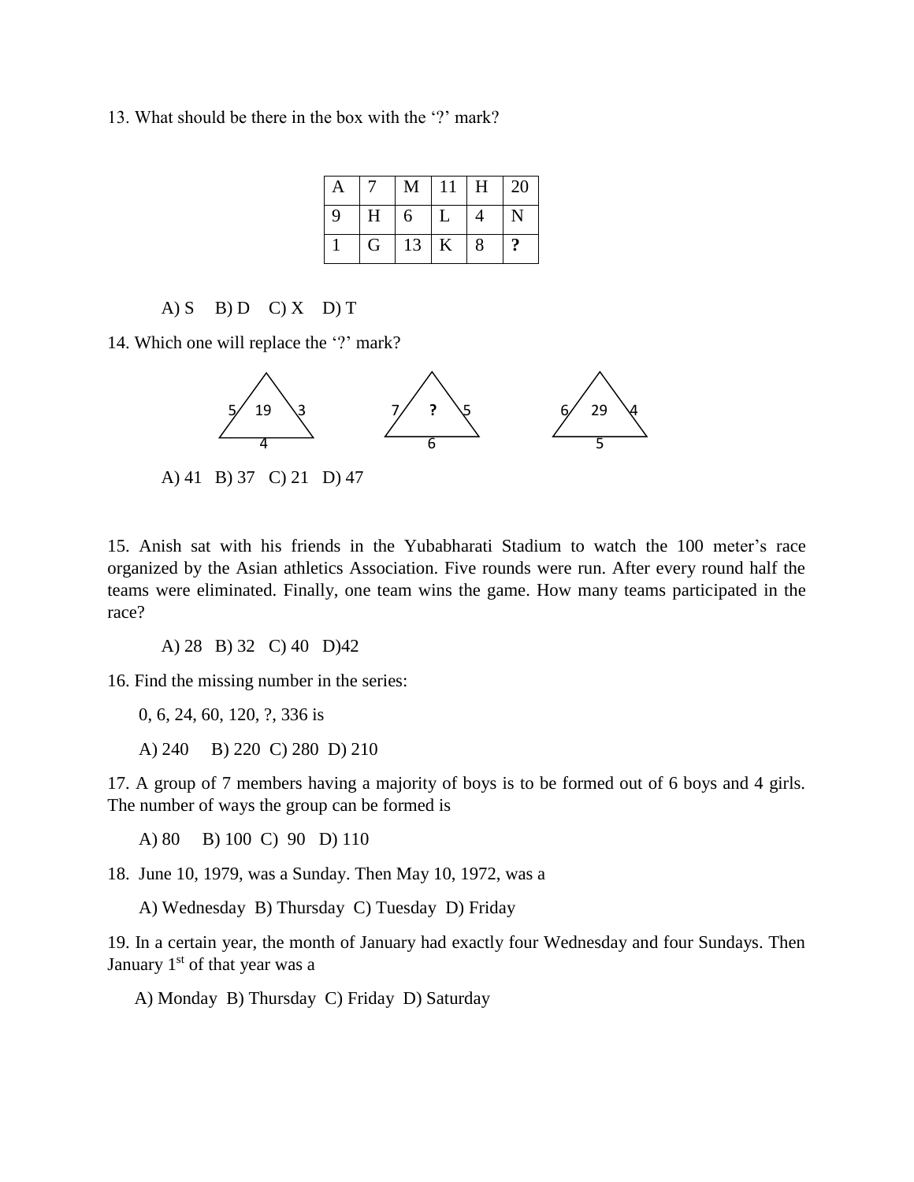13. What should be there in the box with the '?' mark?

| A | 7 | M | 11 | H | 20 |
|---|---|---|---|---|---|
| 9 | H | 6 | L | 4 | N |
| 1 | G | 13 | K | 8 | **?** |

A) S  B) D  C) X  D) T

14. Which one will replace the '?' mark?

Triangle 1: sides 5, 3, base 4; centre 19

Triangle 2: sides 7, 5, base 6; centre **?**

Triangle 3: sides 6, 4, base 5; centre 29

A) 41  B) 37  C) 21  D) 47

15. Anish sat with his friends in the Yubabharati Stadium to watch the 100 meter's race organized by the Asian athletics Association. Five rounds were run. After every round half the teams were eliminated. Finally, one team wins the game. How many teams participated in the race?

A) 28  B) 32  C) 40  D)42

16. Find the missing number in the series:

0, 6, 24, 60, 120, ?, 336 is

A) 240  B) 220  C) 280  D) 210

17. A group of 7 members having a majority of boys is to be formed out of 6 boys and 4 girls. The number of ways the group can be formed is

A) 80  B) 100  C) 90  D) 110

18. June 10, 1979, was a Sunday. Then May 10, 1972, was a

A) Wednesday  B) Thursday  C) Tuesday  D) Friday

19. In a certain year, the month of January had exactly four Wednesday and four Sundays. Then January 1st of that year was a

A) Monday  B) Thursday  C) Friday  D) Saturday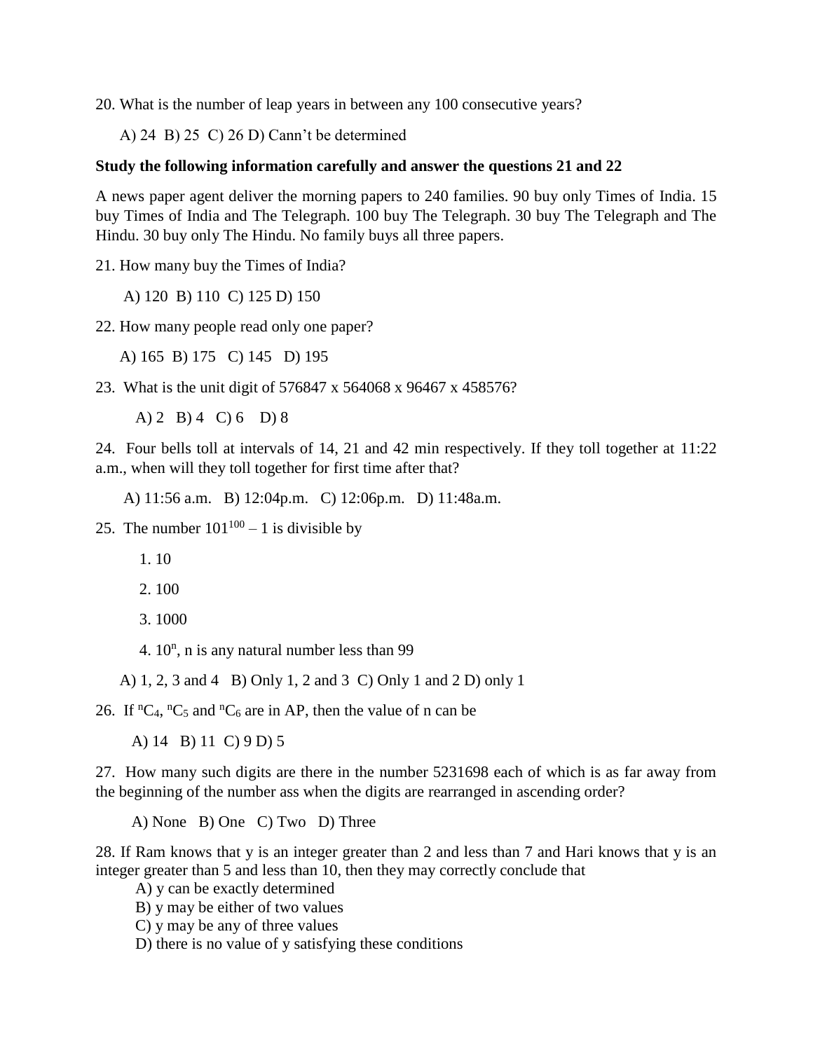20. What is the number of leap years in between any 100 consecutive years?

A) 24 B) 25 C) 26 D) Cann't be determined

**Study the following information carefully and answer the questions 21 and 22**

A news paper agent deliver the morning papers to 240 families. 90 buy only Times of India. 15 buy Times of India and The Telegraph. 100 buy The Telegraph. 30 buy The Telegraph and The Hindu. 30 buy only The Hindu. No family buys all three papers.

21. How many buy the Times of India?

A) 120 B) 110 C) 125 D) 150

22. How many people read only one paper?

A) 165 B) 175 C) 145 D) 195

23. What is the unit digit of 576847 x 564068 x 96467 x 458576?

A) 2 B) 4 C) 6 D) 8

24. Four bells toll at intervals of 14, 21 and 42 min respectively. If they toll together at 11:22 a.m., when will they toll together for first time after that?

A) 11:56 a.m. B) 12:04p.m. C) 12:06p.m. D) 11:48a.m.

25. The number $101^{100} - 1$ is divisible by

1. 10
2. 100
3. 1000
4. $10^n$, n is any natural number less than 99

A) 1, 2, 3 and 4 B) Only 1, 2 and 3 C) Only 1 and 2 D) only 1

26. If ${}^nC_4$, ${}^nC_5$ and ${}^nC_6$ are in AP, then the value of n can be

A) 14 B) 11 C) 9 D) 5

27. How many such digits are there in the number 5231698 each of which is as far away from the beginning of the number ass when the digits are rearranged in ascending order?

A) None B) One C) Two D) Three

28. If Ram knows that y is an integer greater than 2 and less than 7 and Hari knows that y is an integer greater than 5 and less than 10, then they may correctly conclude that

A) y can be exactly determined
B) y may be either of two values
C) y may be any of three values
D) there is no value of y satisfying these conditions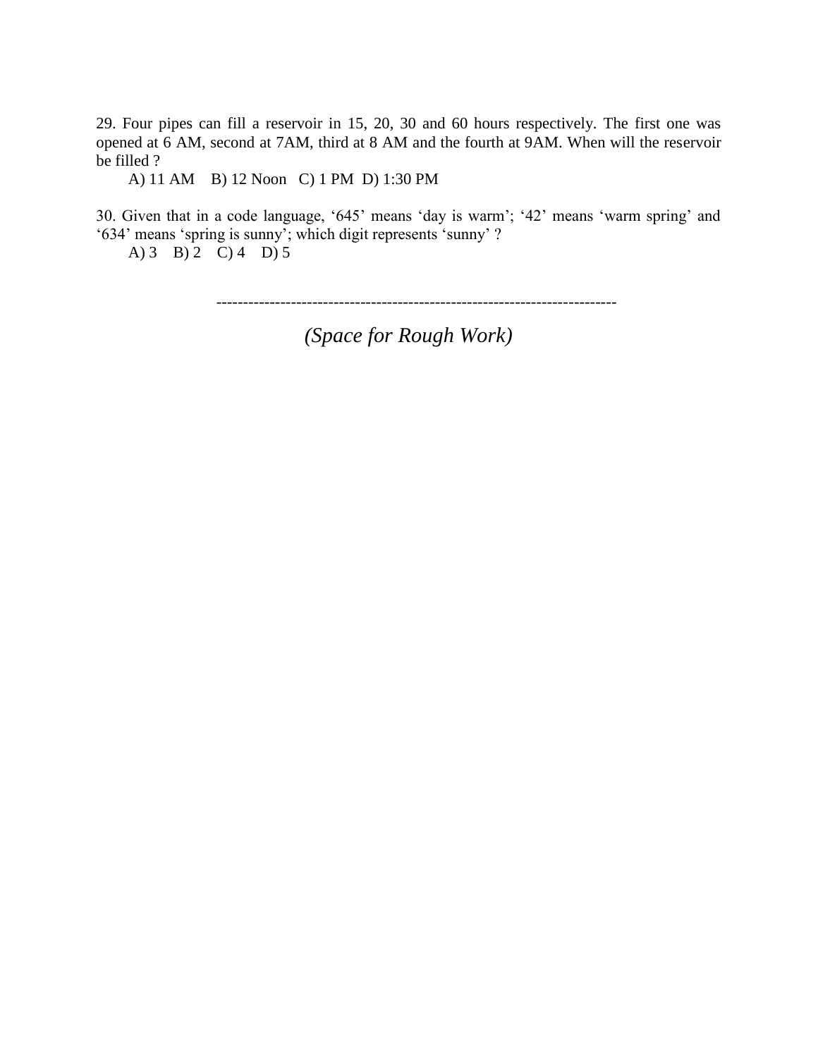29. Four pipes can fill a reservoir in 15, 20, 30 and 60 hours respectively. The first one was opened at 6 AM, second at 7AM, third at 8 AM and the fourth at 9AM. When will the reservoir be filled ?

A) 11 AM B) 12 Noon C) 1 PM D) 1:30 PM

30. Given that in a code language, '645' means 'day is warm'; '42' means 'warm spring' and '634' means 'spring is sunny'; which digit represents 'sunny' ?

A) 3 B) 2 C) 4 D) 5

---

*(Space for Rough Work)*